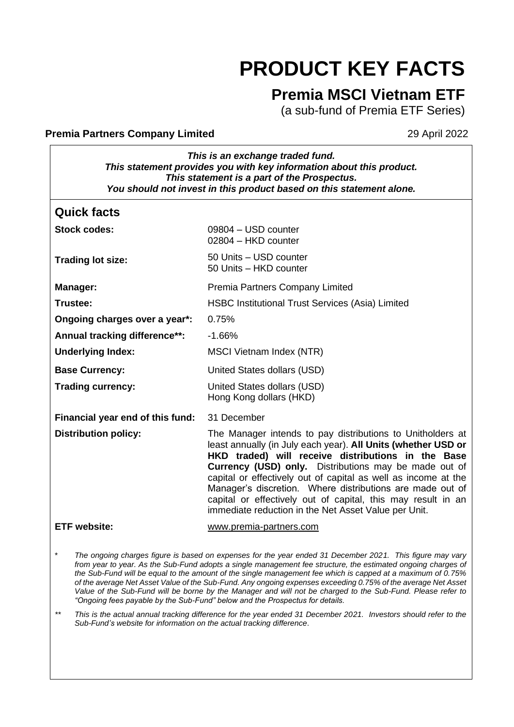# PRODUCT KEY FACTS

## Premia MSCI Vietnam ETF

(a sub-fund of Premia ETF Series)

**Premia Partners Company Limited** 29 April 2022

***This is an exchange traded fund.***
***This statement provides you with key information about this product.***
***This statement is a part of the Prospectus.***
***You should not invest in this product based on this statement alone.***

## Quick facts

| | |
|---|---|
| **Stock codes:** | 09804 – USD counter<br>02804 – HKD counter |
| **Trading lot size:** | 50 Units – USD counter<br>50 Units – HKD counter |
| **Manager:** | Premia Partners Company Limited |
| **Trustee:** | HSBC Institutional Trust Services (Asia) Limited |
| **Ongoing charges over a year*:** | 0.75% |
| **Annual tracking difference**:** | -1.66% |
| **Underlying Index:** | MSCI Vietnam Index (NTR) |
| **Base Currency:** | United States dollars (USD) |
| **Trading currency:** | United States dollars (USD)<br>Hong Kong dollars (HKD) |
| **Financial year end of this fund:** | 31 December |
| **Distribution policy:** | The Manager intends to pay distributions to Unitholders at least annually (in July each year). **All Units (whether USD or HKD traded) will receive distributions in the Base Currency (USD) only.** Distributions may be made out of capital or effectively out of capital as well as income at the Manager's discretion. Where distributions are made out of capital or effectively out of capital, this may result in an immediate reduction in the Net Asset Value per Unit. |
| **ETF website:** | www.premia-partners.com |

\* *The ongoing charges figure is based on expenses for the year ended 31 December 2021. This figure may vary from year to year. As the Sub-Fund adopts a single management fee structure, the estimated ongoing charges of the Sub-Fund will be equal to the amount of the single management fee which is capped at a maximum of 0.75% of the average Net Asset Value of the Sub-Fund. Any ongoing expenses exceeding 0.75% of the average Net Asset Value of the Sub-Fund will be borne by the Manager and will not be charged to the Sub-Fund. Please refer to "Ongoing fees payable by the Sub-Fund" below and the Prospectus for details.*

\*\* *This is the actual annual tracking difference for the year ended 31 December 2021. Investors should refer to the Sub-Fund's website for information on the actual tracking difference.*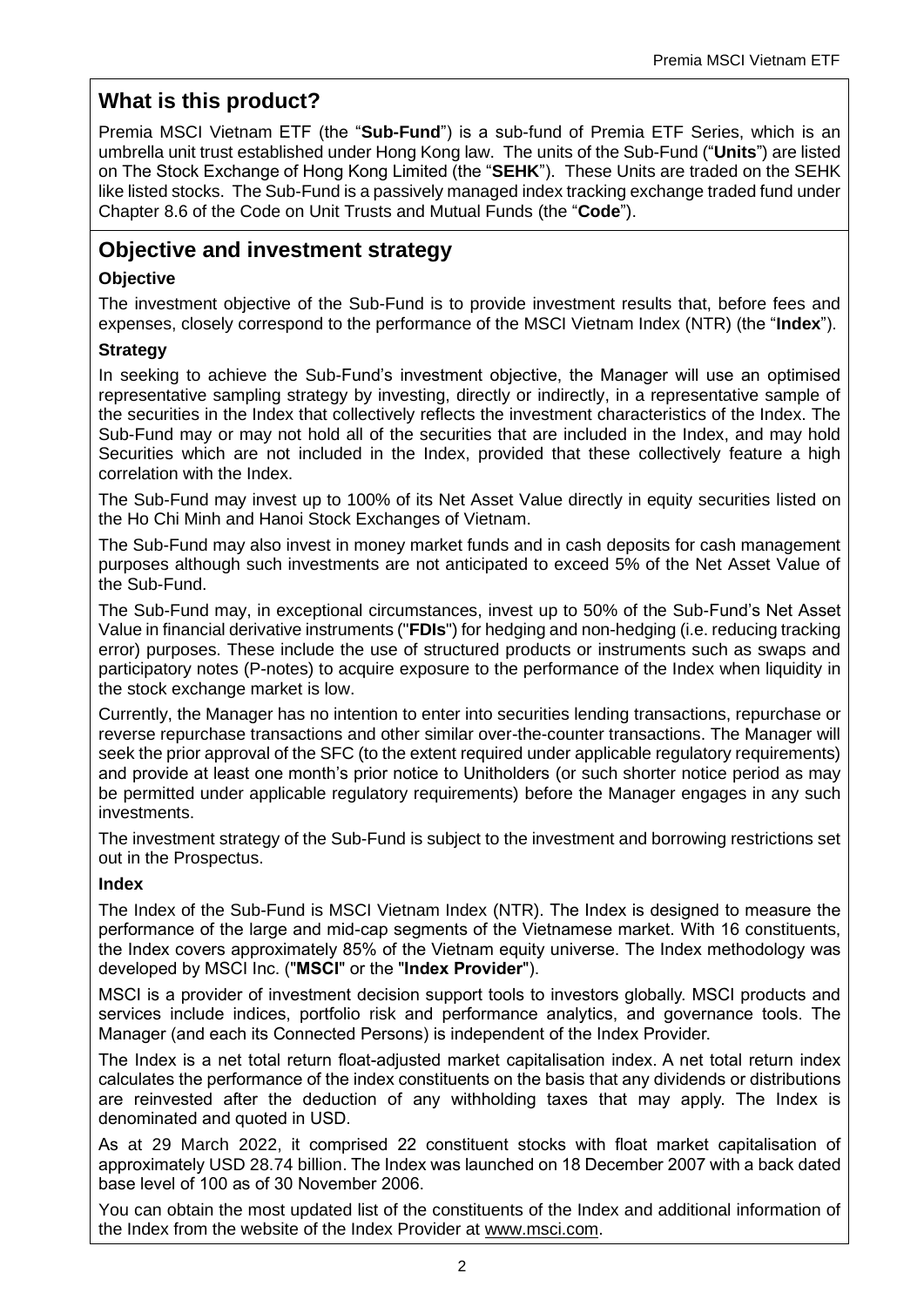## What is this product?

Premia MSCI Vietnam ETF (the "**Sub-Fund**") is a sub-fund of Premia ETF Series, which is an umbrella unit trust established under Hong Kong law. The units of the Sub-Fund ("**Units**") are listed on The Stock Exchange of Hong Kong Limited (the "**SEHK**"). These Units are traded on the SEHK like listed stocks. The Sub-Fund is a passively managed index tracking exchange traded fund under Chapter 8.6 of the Code on Unit Trusts and Mutual Funds (the "**Code**").

## Objective and investment strategy

### Objective

The investment objective of the Sub-Fund is to provide investment results that, before fees and expenses, closely correspond to the performance of the MSCI Vietnam Index (NTR) (the "**Index**").

### Strategy

In seeking to achieve the Sub-Fund's investment objective, the Manager will use an optimised representative sampling strategy by investing, directly or indirectly, in a representative sample of the securities in the Index that collectively reflects the investment characteristics of the Index. The Sub-Fund may or may not hold all of the securities that are included in the Index, and may hold Securities which are not included in the Index, provided that these collectively feature a high correlation with the Index.

The Sub-Fund may invest up to 100% of its Net Asset Value directly in equity securities listed on the Ho Chi Minh and Hanoi Stock Exchanges of Vietnam.

The Sub-Fund may also invest in money market funds and in cash deposits for cash management purposes although such investments are not anticipated to exceed 5% of the Net Asset Value of the Sub-Fund.

The Sub-Fund may, in exceptional circumstances, invest up to 50% of the Sub-Fund's Net Asset Value in financial derivative instruments ("**FDIs**") for hedging and non-hedging (i.e. reducing tracking error) purposes. These include the use of structured products or instruments such as swaps and participatory notes (P-notes) to acquire exposure to the performance of the Index when liquidity in the stock exchange market is low.

Currently, the Manager has no intention to enter into securities lending transactions, repurchase or reverse repurchase transactions and other similar over-the-counter transactions. The Manager will seek the prior approval of the SFC (to the extent required under applicable regulatory requirements) and provide at least one month's prior notice to Unitholders (or such shorter notice period as may be permitted under applicable regulatory requirements) before the Manager engages in any such investments.

The investment strategy of the Sub-Fund is subject to the investment and borrowing restrictions set out in the Prospectus.

### Index

The Index of the Sub-Fund is MSCI Vietnam Index (NTR). The Index is designed to measure the performance of the large and mid-cap segments of the Vietnamese market. With 16 constituents, the Index covers approximately 85% of the Vietnam equity universe. The Index methodology was developed by MSCI Inc. ("**MSCI**" or the "**Index Provider**").

MSCI is a provider of investment decision support tools to investors globally. MSCI products and services include indices, portfolio risk and performance analytics, and governance tools. The Manager (and each its Connected Persons) is independent of the Index Provider.

The Index is a net total return float-adjusted market capitalisation index. A net total return index calculates the performance of the index constituents on the basis that any dividends or distributions are reinvested after the deduction of any withholding taxes that may apply. The Index is denominated and quoted in USD.

As at 29 March 2022, it comprised 22 constituent stocks with float market capitalisation of approximately USD 28.74 billion. The Index was launched on 18 December 2007 with a back dated base level of 100 as of 30 November 2006.

You can obtain the most updated list of the constituents of the Index and additional information of the Index from the website of the Index Provider at www.msci.com.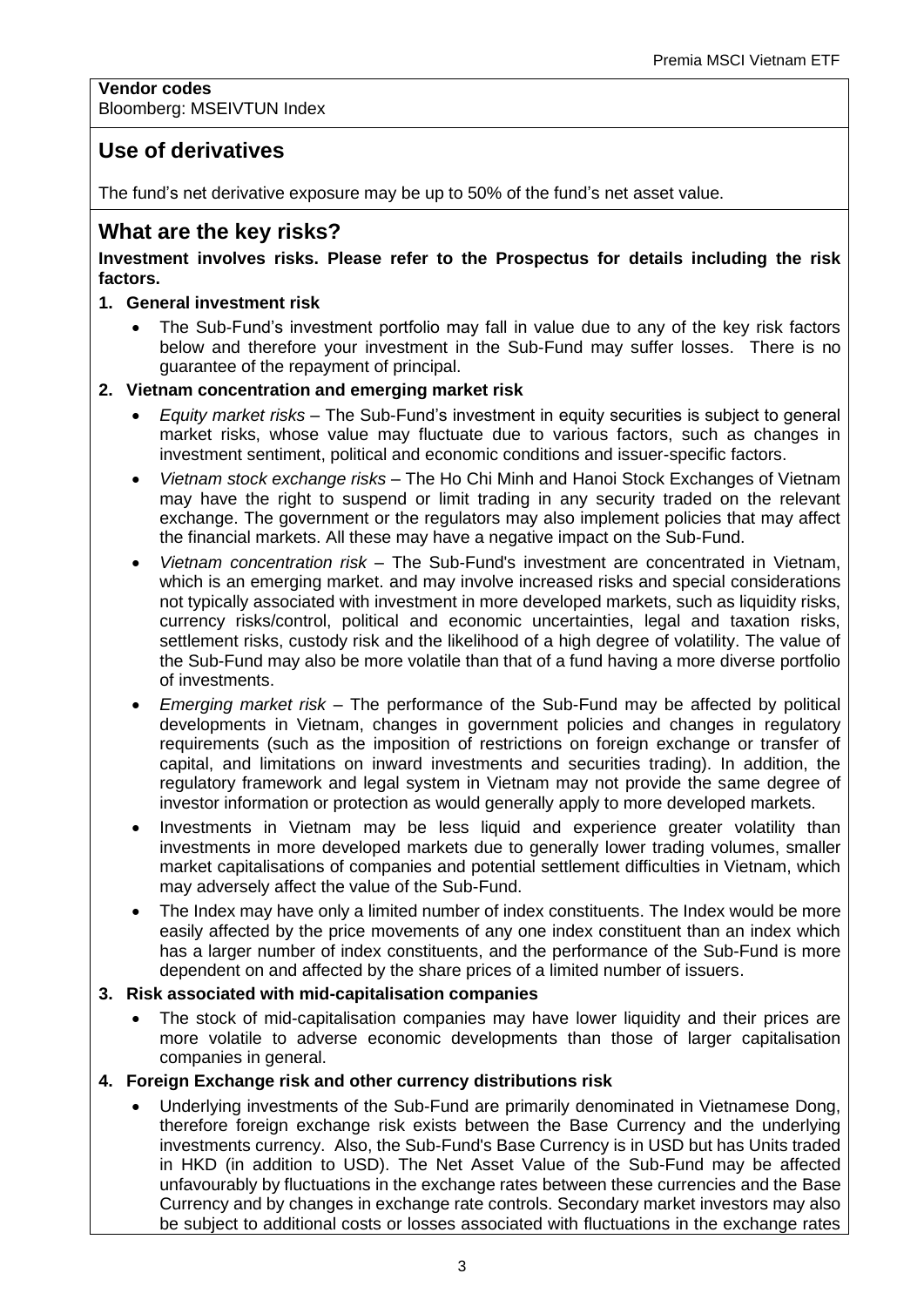**Vendor codes**
Bloomberg: MSEIVTUN Index

## Use of derivatives

The fund's net derivative exposure may be up to 50% of the fund's net asset value.

## What are the key risks?

**Investment involves risks. Please refer to the Prospectus for details including the risk factors.**

**1. General investment risk**

- The Sub-Fund's investment portfolio may fall in value due to any of the key risk factors below and therefore your investment in the Sub-Fund may suffer losses. There is no guarantee of the repayment of principal.

**2. Vietnam concentration and emerging market risk**

- *Equity market risks* – The Sub-Fund's investment in equity securities is subject to general market risks, whose value may fluctuate due to various factors, such as changes in investment sentiment, political and economic conditions and issuer-specific factors.
- *Vietnam stock exchange risks* – The Ho Chi Minh and Hanoi Stock Exchanges of Vietnam may have the right to suspend or limit trading in any security traded on the relevant exchange. The government or the regulators may also implement policies that may affect the financial markets. All these may have a negative impact on the Sub-Fund.
- *Vietnam concentration risk* – The Sub-Fund's investment are concentrated in Vietnam, which is an emerging market. and may involve increased risks and special considerations not typically associated with investment in more developed markets, such as liquidity risks, currency risks/control, political and economic uncertainties, legal and taxation risks, settlement risks, custody risk and the likelihood of a high degree of volatility. The value of the Sub-Fund may also be more volatile than that of a fund having a more diverse portfolio of investments.
- *Emerging market risk* – The performance of the Sub-Fund may be affected by political developments in Vietnam, changes in government policies and changes in regulatory requirements (such as the imposition of restrictions on foreign exchange or transfer of capital, and limitations on inward investments and securities trading). In addition, the regulatory framework and legal system in Vietnam may not provide the same degree of investor information or protection as would generally apply to more developed markets.
- Investments in Vietnam may be less liquid and experience greater volatility than investments in more developed markets due to generally lower trading volumes, smaller market capitalisations of companies and potential settlement difficulties in Vietnam, which may adversely affect the value of the Sub-Fund.
- The Index may have only a limited number of index constituents. The Index would be more easily affected by the price movements of any one index constituent than an index which has a larger number of index constituents, and the performance of the Sub-Fund is more dependent on and affected by the share prices of a limited number of issuers.

**3. Risk associated with mid-capitalisation companies**

- The stock of mid-capitalisation companies may have lower liquidity and their prices are more volatile to adverse economic developments than those of larger capitalisation companies in general.

**4. Foreign Exchange risk and other currency distributions risk**

- Underlying investments of the Sub-Fund are primarily denominated in Vietnamese Dong, therefore foreign exchange risk exists between the Base Currency and the underlying investments currency. Also, the Sub-Fund's Base Currency is in USD but has Units traded in HKD (in addition to USD). The Net Asset Value of the Sub-Fund may be affected unfavourably by fluctuations in the exchange rates between these currencies and the Base Currency and by changes in exchange rate controls. Secondary market investors may also be subject to additional costs or losses associated with fluctuations in the exchange rates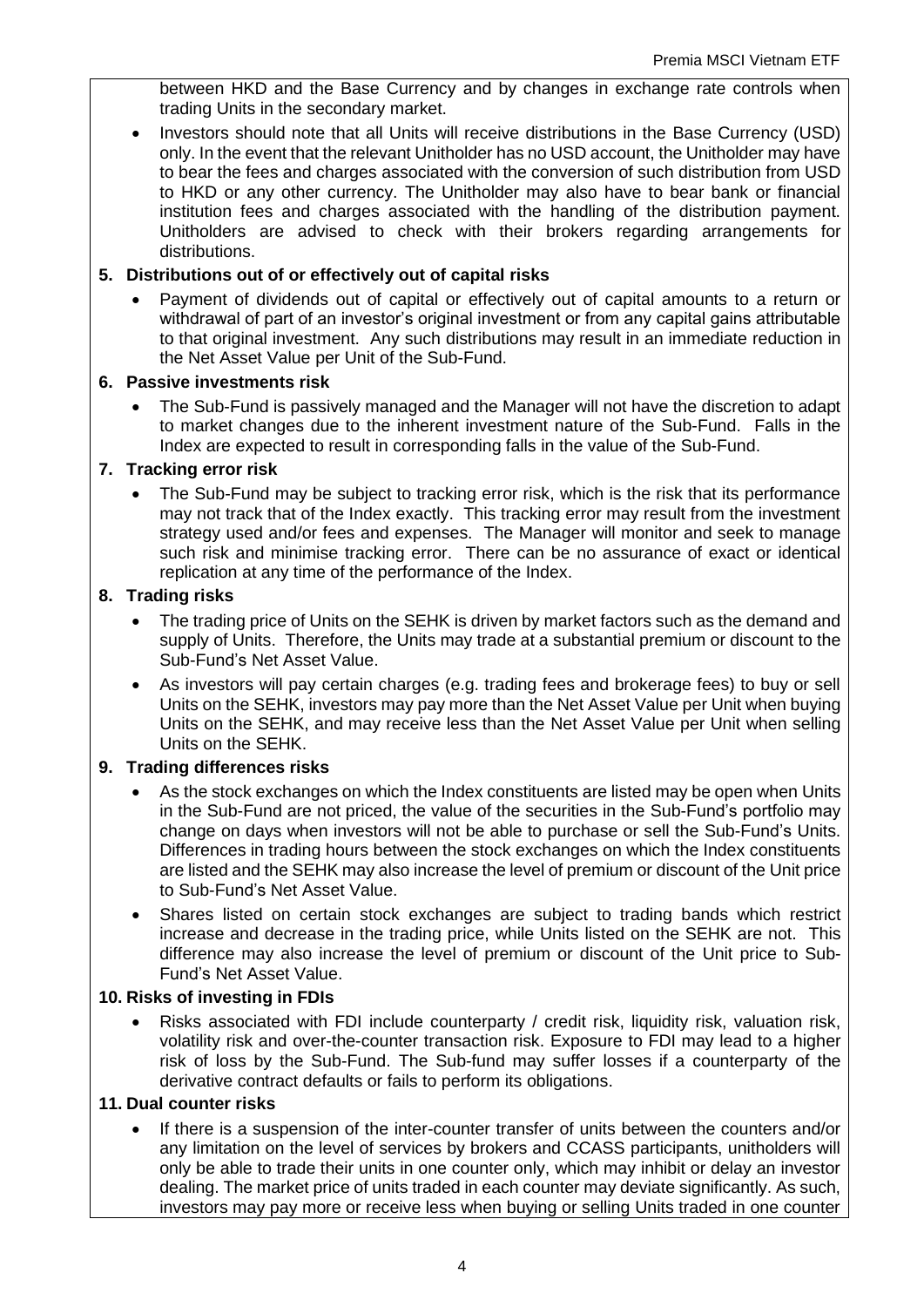between HKD and the Base Currency and by changes in exchange rate controls when trading Units in the secondary market.

- Investors should note that all Units will receive distributions in the Base Currency (USD) only. In the event that the relevant Unitholder has no USD account, the Unitholder may have to bear the fees and charges associated with the conversion of such distribution from USD to HKD or any other currency. The Unitholder may also have to bear bank or financial institution fees and charges associated with the handling of the distribution payment. Unitholders are advised to check with their brokers regarding arrangements for distributions.

**5. Distributions out of or effectively out of capital risks**

- Payment of dividends out of capital or effectively out of capital amounts to a return or withdrawal of part of an investor's original investment or from any capital gains attributable to that original investment. Any such distributions may result in an immediate reduction in the Net Asset Value per Unit of the Sub-Fund.

**6. Passive investments risk**

- The Sub-Fund is passively managed and the Manager will not have the discretion to adapt to market changes due to the inherent investment nature of the Sub-Fund. Falls in the Index are expected to result in corresponding falls in the value of the Sub-Fund.

**7. Tracking error risk**

- The Sub-Fund may be subject to tracking error risk, which is the risk that its performance may not track that of the Index exactly. This tracking error may result from the investment strategy used and/or fees and expenses. The Manager will monitor and seek to manage such risk and minimise tracking error. There can be no assurance of exact or identical replication at any time of the performance of the Index.

**8. Trading risks**

- The trading price of Units on the SEHK is driven by market factors such as the demand and supply of Units. Therefore, the Units may trade at a substantial premium or discount to the Sub-Fund's Net Asset Value.
- As investors will pay certain charges (e.g. trading fees and brokerage fees) to buy or sell Units on the SEHK, investors may pay more than the Net Asset Value per Unit when buying Units on the SEHK, and may receive less than the Net Asset Value per Unit when selling Units on the SEHK.

**9. Trading differences risks**

- As the stock exchanges on which the Index constituents are listed may be open when Units in the Sub-Fund are not priced, the value of the securities in the Sub-Fund's portfolio may change on days when investors will not be able to purchase or sell the Sub-Fund's Units. Differences in trading hours between the stock exchanges on which the Index constituents are listed and the SEHK may also increase the level of premium or discount of the Unit price to Sub-Fund's Net Asset Value.
- Shares listed on certain stock exchanges are subject to trading bands which restrict increase and decrease in the trading price, while Units listed on the SEHK are not. This difference may also increase the level of premium or discount of the Unit price to Sub-Fund's Net Asset Value.

**10. Risks of investing in FDIs**

- Risks associated with FDI include counterparty / credit risk, liquidity risk, valuation risk, volatility risk and over-the-counter transaction risk. Exposure to FDI may lead to a higher risk of loss by the Sub-Fund. The Sub-fund may suffer losses if a counterparty of the derivative contract defaults or fails to perform its obligations.

**11. Dual counter risks**

- If there is a suspension of the inter-counter transfer of units between the counters and/or any limitation on the level of services by brokers and CCASS participants, unitholders will only be able to trade their units in one counter only, which may inhibit or delay an investor dealing. The market price of units traded in each counter may deviate significantly. As such, investors may pay more or receive less when buying or selling Units traded in one counter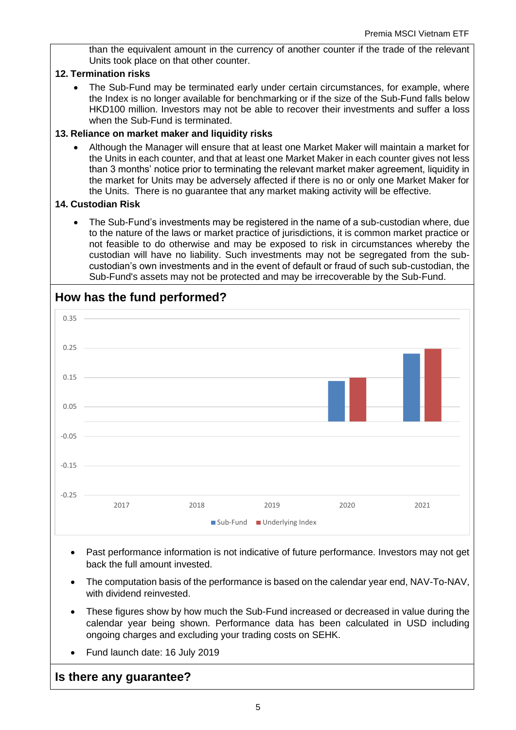than the equivalent amount in the currency of another counter if the trade of the relevant Units took place on that other counter.

**12. Termination risks**

- The Sub-Fund may be terminated early under certain circumstances, for example, where the Index is no longer available for benchmarking or if the size of the Sub-Fund falls below HKD100 million. Investors may not be able to recover their investments and suffer a loss when the Sub-Fund is terminated.

**13. Reliance on market maker and liquidity risks**

- Although the Manager will ensure that at least one Market Maker will maintain a market for the Units in each counter, and that at least one Market Maker in each counter gives not less than 3 months' notice prior to terminating the relevant market maker agreement, liquidity in the market for Units may be adversely affected if there is no or only one Market Maker for the Units. There is no guarantee that any market making activity will be effective.

**14. Custodian Risk**

- The Sub-Fund's investments may be registered in the name of a sub-custodian where, due to the nature of the laws or market practice of jurisdictions, it is common market practice or not feasible to do otherwise and may be exposed to risk in circumstances whereby the custodian will have no liability. Such investments may not be segregated from the sub-custodian's own investments and in the event of default or fraud of such sub-custodian, the Sub-Fund's assets may not be protected and may be irrecoverable by the Sub-Fund.

## How has the fund performed?

- Past performance information is not indicative of future performance. Investors may not get back the full amount invested.
- The computation basis of the performance is based on the calendar year end, NAV-To-NAV, with dividend reinvested.
- These figures show by how much the Sub-Fund increased or decreased in value during the calendar year being shown. Performance data has been calculated in USD including ongoing charges and excluding your trading costs on SEHK.
- Fund launch date: 16 July 2019

## Is there any guarantee?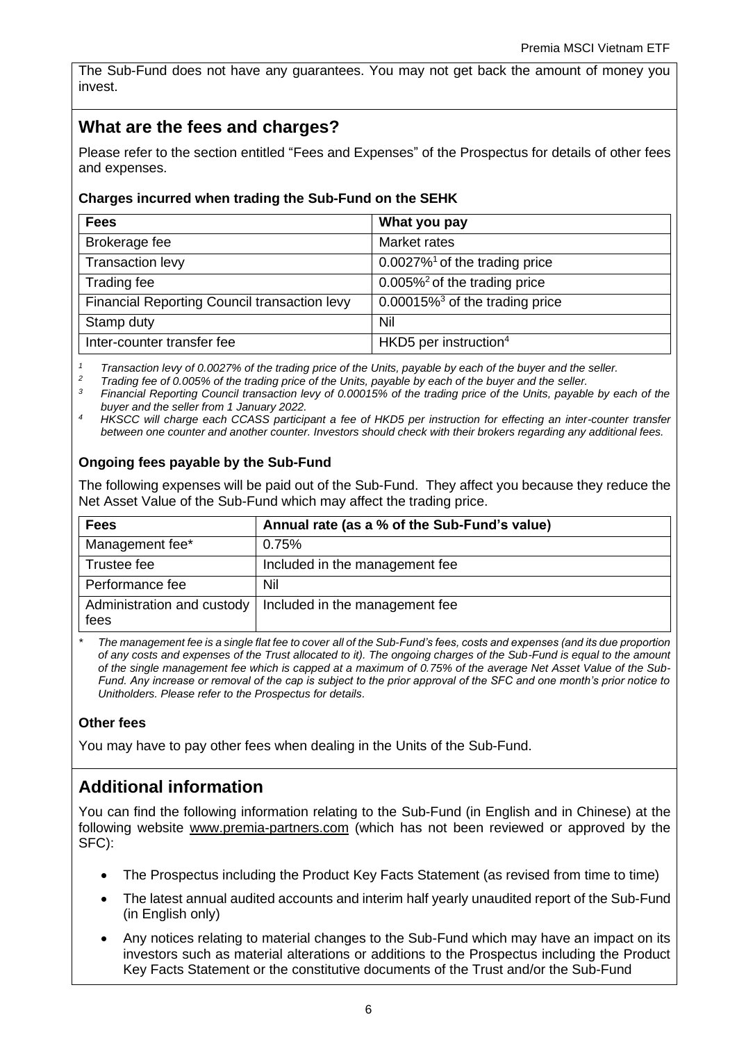The Sub-Fund does not have any guarantees. You may not get back the amount of money you invest.

## What are the fees and charges?

Please refer to the section entitled "Fees and Expenses" of the Prospectus for details of other fees and expenses.

### Charges incurred when trading the Sub-Fund on the SEHK

| Fees | What you pay |
|---|---|
| Brokerage fee | Market rates |
| Transaction levy | 0.0027%[1] of the trading price |
| Trading fee | 0.005%[2] of the trading price |
| Financial Reporting Council transaction levy | 0.00015%[3] of the trading price |
| Stamp duty | Nil |
| Inter-counter transfer fee | HKD5 per instruction[4] |

*[1] Transaction levy of 0.0027% of the trading price of the Units, payable by each of the buyer and the seller.*
*[2] Trading fee of 0.005% of the trading price of the Units, payable by each of the buyer and the seller.*
*[3] Financial Reporting Council transaction levy of 0.00015% of the trading price of the Units, payable by each of the buyer and the seller from 1 January 2022.*
*[4] HKSCC will charge each CCASS participant a fee of HKD5 per instruction for effecting an inter-counter transfer between one counter and another counter. Investors should check with their brokers regarding any additional fees.*

### Ongoing fees payable by the Sub-Fund

The following expenses will be paid out of the Sub-Fund. They affect you because they reduce the Net Asset Value of the Sub-Fund which may affect the trading price.

| Fees | Annual rate (as a % of the Sub-Fund's value) |
|---|---|
| Management fee* | 0.75% |
| Trustee fee | Included in the management fee |
| Performance fee | Nil |
| Administration and custody fees | Included in the management fee |

*\* The management fee is a single flat fee to cover all of the Sub-Fund's fees, costs and expenses (and its due proportion of any costs and expenses of the Trust allocated to it). The ongoing charges of the Sub-Fund is equal to the amount of the single management fee which is capped at a maximum of 0.75% of the average Net Asset Value of the Sub-Fund. Any increase or removal of the cap is subject to the prior approval of the SFC and one month's prior notice to Unitholders. Please refer to the Prospectus for details.*

### Other fees

You may have to pay other fees when dealing in the Units of the Sub-Fund.

## Additional information

You can find the following information relating to the Sub-Fund (in English and in Chinese) at the following website www.premia-partners.com (which has not been reviewed or approved by the SFC):

- The Prospectus including the Product Key Facts Statement (as revised from time to time)
- The latest annual audited accounts and interim half yearly unaudited report of the Sub-Fund (in English only)
- Any notices relating to material changes to the Sub-Fund which may have an impact on its investors such as material alterations or additions to the Prospectus including the Product Key Facts Statement or the constitutive documents of the Trust and/or the Sub-Fund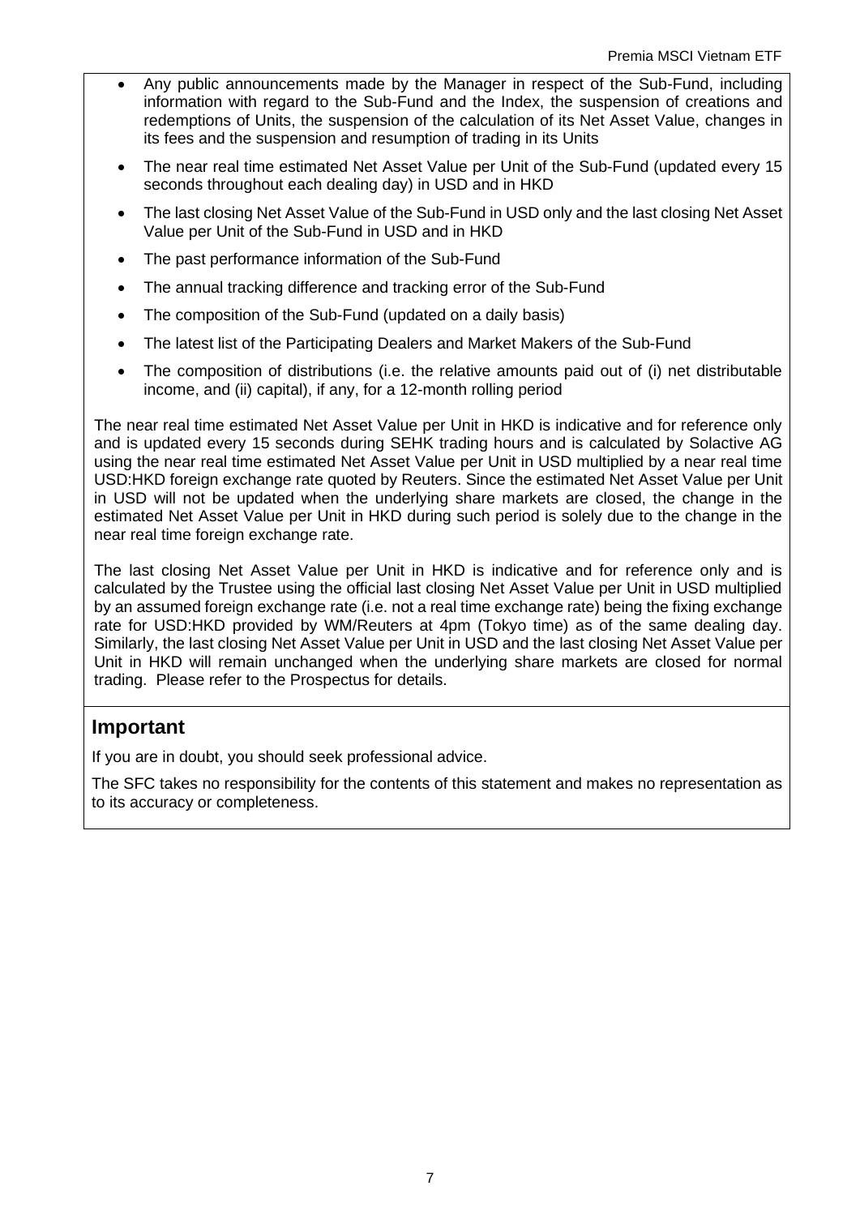- Any public announcements made by the Manager in respect of the Sub-Fund, including information with regard to the Sub-Fund and the Index, the suspension of creations and redemptions of Units, the suspension of the calculation of its Net Asset Value, changes in its fees and the suspension and resumption of trading in its Units
- The near real time estimated Net Asset Value per Unit of the Sub-Fund (updated every 15 seconds throughout each dealing day) in USD and in HKD
- The last closing Net Asset Value of the Sub-Fund in USD only and the last closing Net Asset Value per Unit of the Sub-Fund in USD and in HKD
- The past performance information of the Sub-Fund
- The annual tracking difference and tracking error of the Sub-Fund
- The composition of the Sub-Fund (updated on a daily basis)
- The latest list of the Participating Dealers and Market Makers of the Sub-Fund
- The composition of distributions (i.e. the relative amounts paid out of (i) net distributable income, and (ii) capital), if any, for a 12-month rolling period

The near real time estimated Net Asset Value per Unit in HKD is indicative and for reference only and is updated every 15 seconds during SEHK trading hours and is calculated by Solactive AG using the near real time estimated Net Asset Value per Unit in USD multiplied by a near real time USD:HKD foreign exchange rate quoted by Reuters. Since the estimated Net Asset Value per Unit in USD will not be updated when the underlying share markets are closed, the change in the estimated Net Asset Value per Unit in HKD during such period is solely due to the change in the near real time foreign exchange rate.

The last closing Net Asset Value per Unit in HKD is indicative and for reference only and is calculated by the Trustee using the official last closing Net Asset Value per Unit in USD multiplied by an assumed foreign exchange rate (i.e. not a real time exchange rate) being the fixing exchange rate for USD:HKD provided by WM/Reuters at 4pm (Tokyo time) as of the same dealing day. Similarly, the last closing Net Asset Value per Unit in USD and the last closing Net Asset Value per Unit in HKD will remain unchanged when the underlying share markets are closed for normal trading. Please refer to the Prospectus for details.

## Important

If you are in doubt, you should seek professional advice.

The SFC takes no responsibility for the contents of this statement and makes no representation as to its accuracy or completeness.